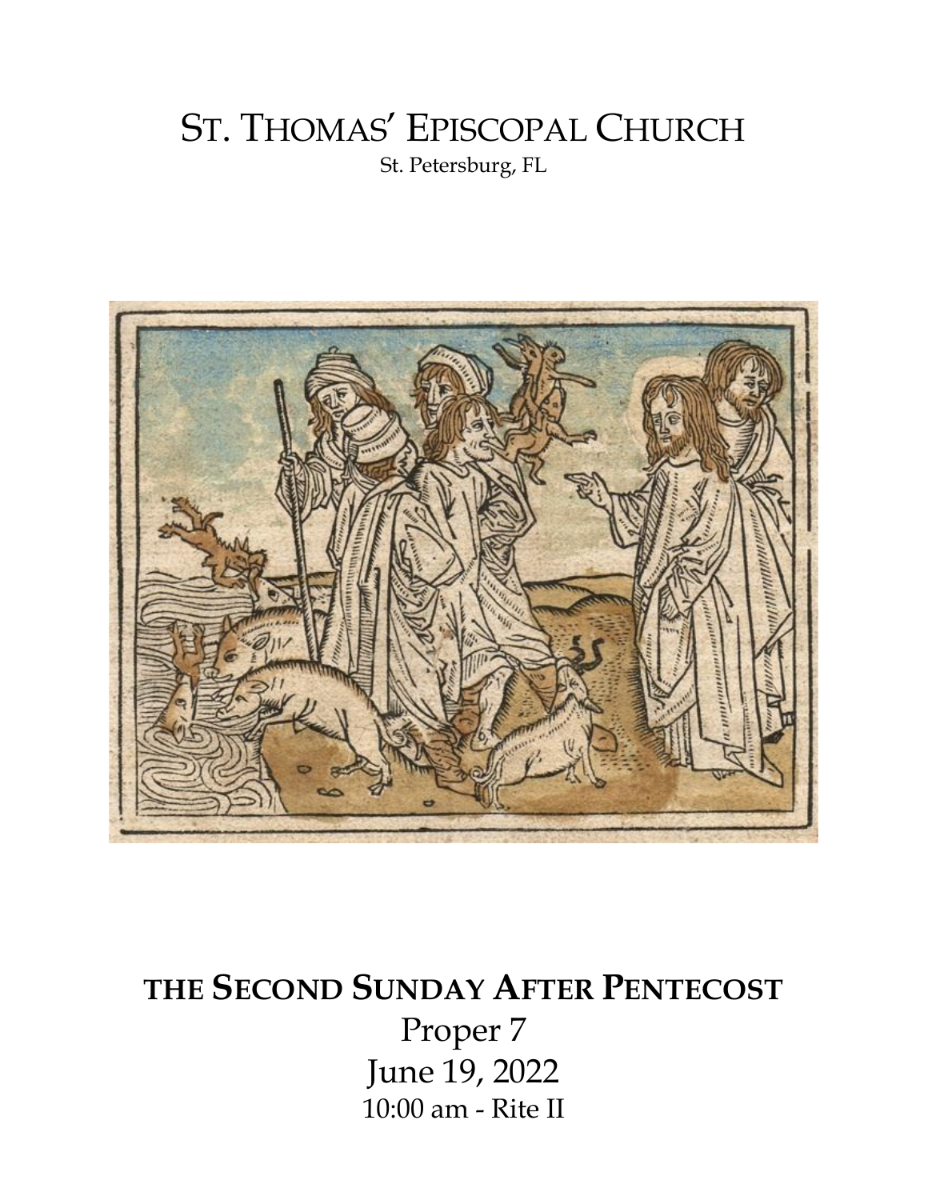# ST. THOMAS' EPISCOPAL CHURCH

St. Petersburg, FL

## THE SECOND SUNDAY AFTER PENTECOST

Proper 7

June 19, 2022

10:00 am - Rite II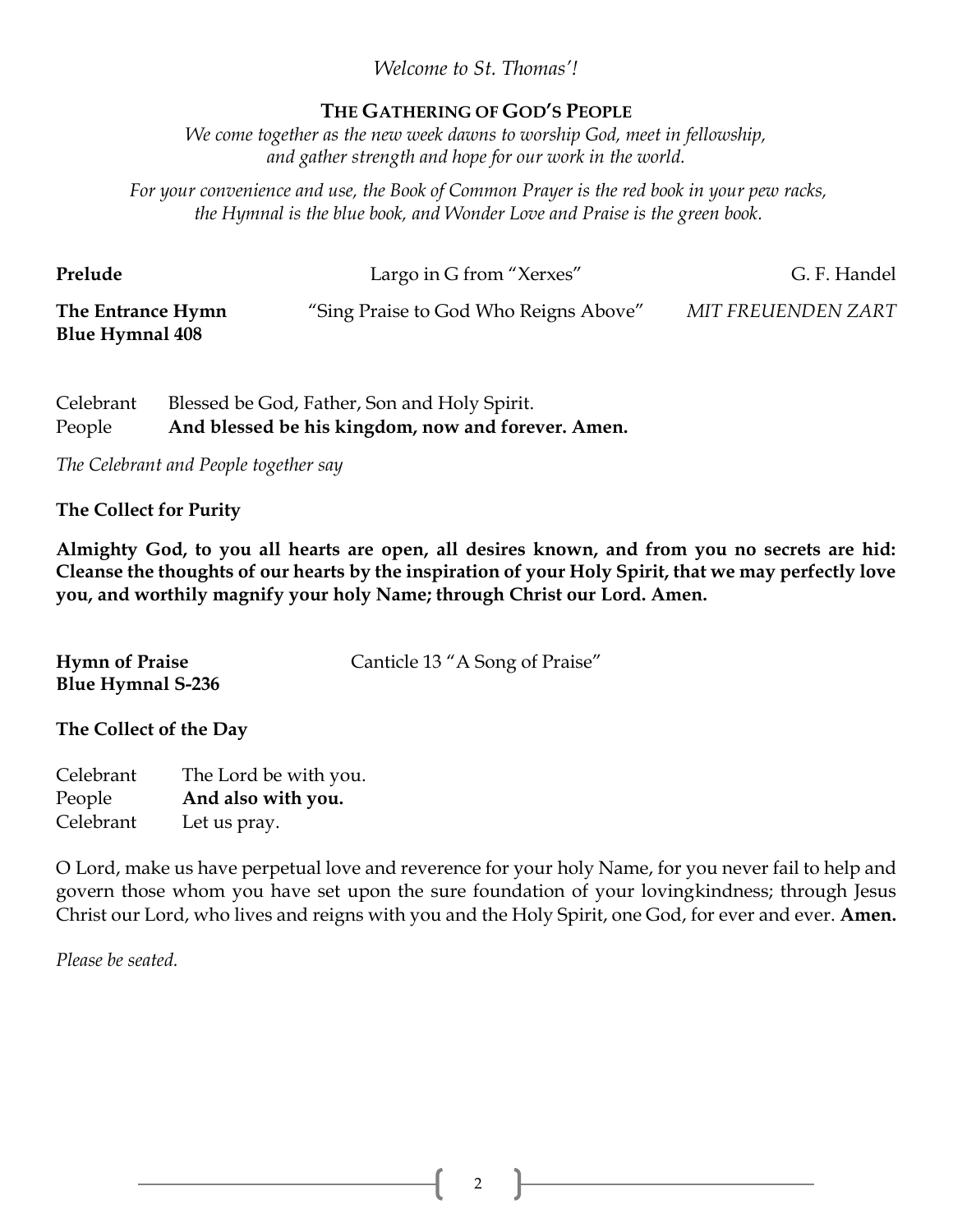*Welcome to St. Thomas'!*

## The Gathering of God's People

*We come together as the new week dawns to worship God, meet in fellowship, and gather strength and hope for our work in the world.*

*For your convenience and use, the Book of Common Prayer is the red book in your pew racks, the Hymnal is the blue book, and Wonder Love and Praise is the green book.*

**Prelude** — Largo in G from "Xerxes" — G. F. Handel

**The Entrance Hymn** — "Sing Praise to God Who Reigns Above" — *MIT FREUENDEN ZART*
**Blue Hymnal 408**

Celebrant Blessed be God, Father, Son and Holy Spirit.
People **And blessed be his kingdom, now and forever. Amen.**

*The Celebrant and People together say*

**The Collect for Purity**

**Almighty God, to you all hearts are open, all desires known, and from you no secrets are hid: Cleanse the thoughts of our hearts by the inspiration of your Holy Spirit, that we may perfectly love you, and worthily magnify your holy Name; through Christ our Lord. Amen.**

**Hymn of Praise** — Canticle 13 "A Song of Praise"
**Blue Hymnal S-236**

**The Collect of the Day**

Celebrant The Lord be with you.
People **And also with you.**
Celebrant Let us pray.

O Lord, make us have perpetual love and reverence for your holy Name, for you never fail to help and govern those whom you have set upon the sure foundation of your lovingkindness; through Jesus Christ our Lord, who lives and reigns with you and the Holy Spirit, one God, for ever and ever. **Amen.**

*Please be seated.*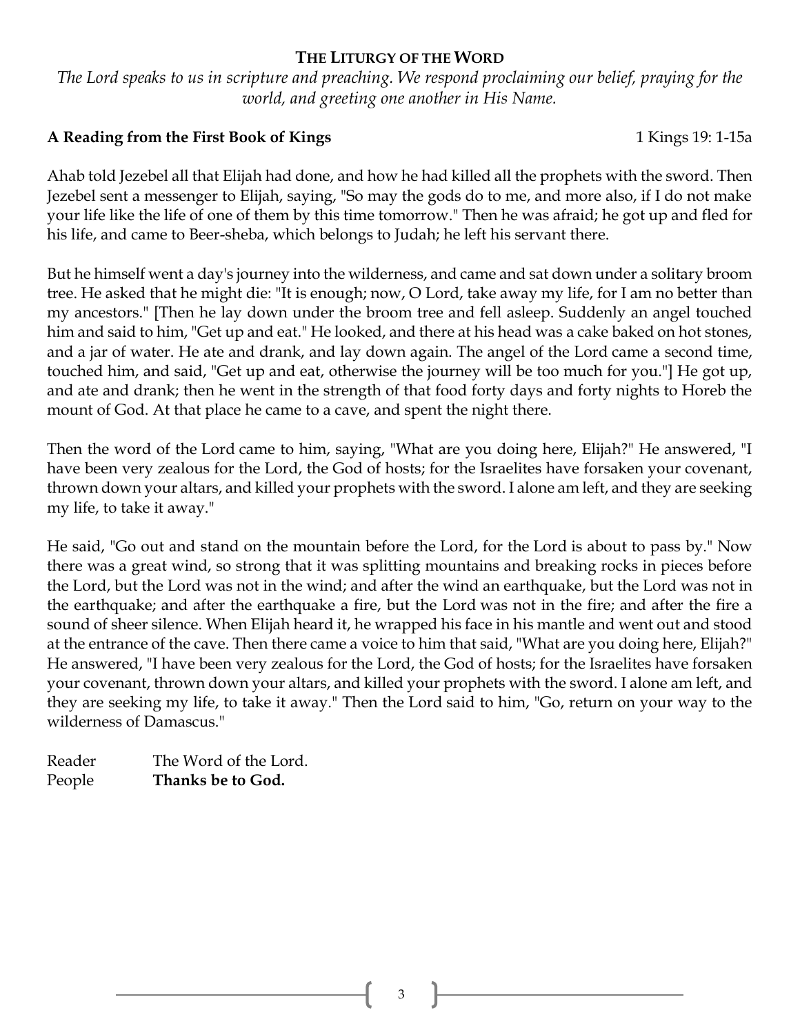## THE LITURGY OF THE WORD

*The Lord speaks to us in scripture and preaching. We respond proclaiming our belief, praying for the world, and greeting one another in His Name.*

**A Reading from the First Book of Kings** 1 Kings 19: 1-15a

Ahab told Jezebel all that Elijah had done, and how he had killed all the prophets with the sword. Then Jezebel sent a messenger to Elijah, saying, "So may the gods do to me, and more also, if I do not make your life like the life of one of them by this time tomorrow." Then he was afraid; he got up and fled for his life, and came to Beer-sheba, which belongs to Judah; he left his servant there.

But he himself went a day's journey into the wilderness, and came and sat down under a solitary broom tree. He asked that he might die: "It is enough; now, O Lord, take away my life, for I am no better than my ancestors." [Then he lay down under the broom tree and fell asleep. Suddenly an angel touched him and said to him, "Get up and eat." He looked, and there at his head was a cake baked on hot stones, and a jar of water. He ate and drank, and lay down again. The angel of the Lord came a second time, touched him, and said, "Get up and eat, otherwise the journey will be too much for you."] He got up, and ate and drank; then he went in the strength of that food forty days and forty nights to Horeb the mount of God. At that place he came to a cave, and spent the night there.

Then the word of the Lord came to him, saying, "What are you doing here, Elijah?" He answered, "I have been very zealous for the Lord, the God of hosts; for the Israelites have forsaken your covenant, thrown down your altars, and killed your prophets with the sword. I alone am left, and they are seeking my life, to take it away."

He said, "Go out and stand on the mountain before the Lord, for the Lord is about to pass by." Now there was a great wind, so strong that it was splitting mountains and breaking rocks in pieces before the Lord, but the Lord was not in the wind; and after the wind an earthquake, but the Lord was not in the earthquake; and after the earthquake a fire, but the Lord was not in the fire; and after the fire a sound of sheer silence. When Elijah heard it, he wrapped his face in his mantle and went out and stood at the entrance of the cave. Then there came a voice to him that said, "What are you doing here, Elijah?" He answered, "I have been very zealous for the Lord, the God of hosts; for the Israelites have forsaken your covenant, thrown down your altars, and killed your prophets with the sword. I alone am left, and they are seeking my life, to take it away." Then the Lord said to him, "Go, return on your way to the wilderness of Damascus."

Reader The Word of the Lord.
People **Thanks be to God.**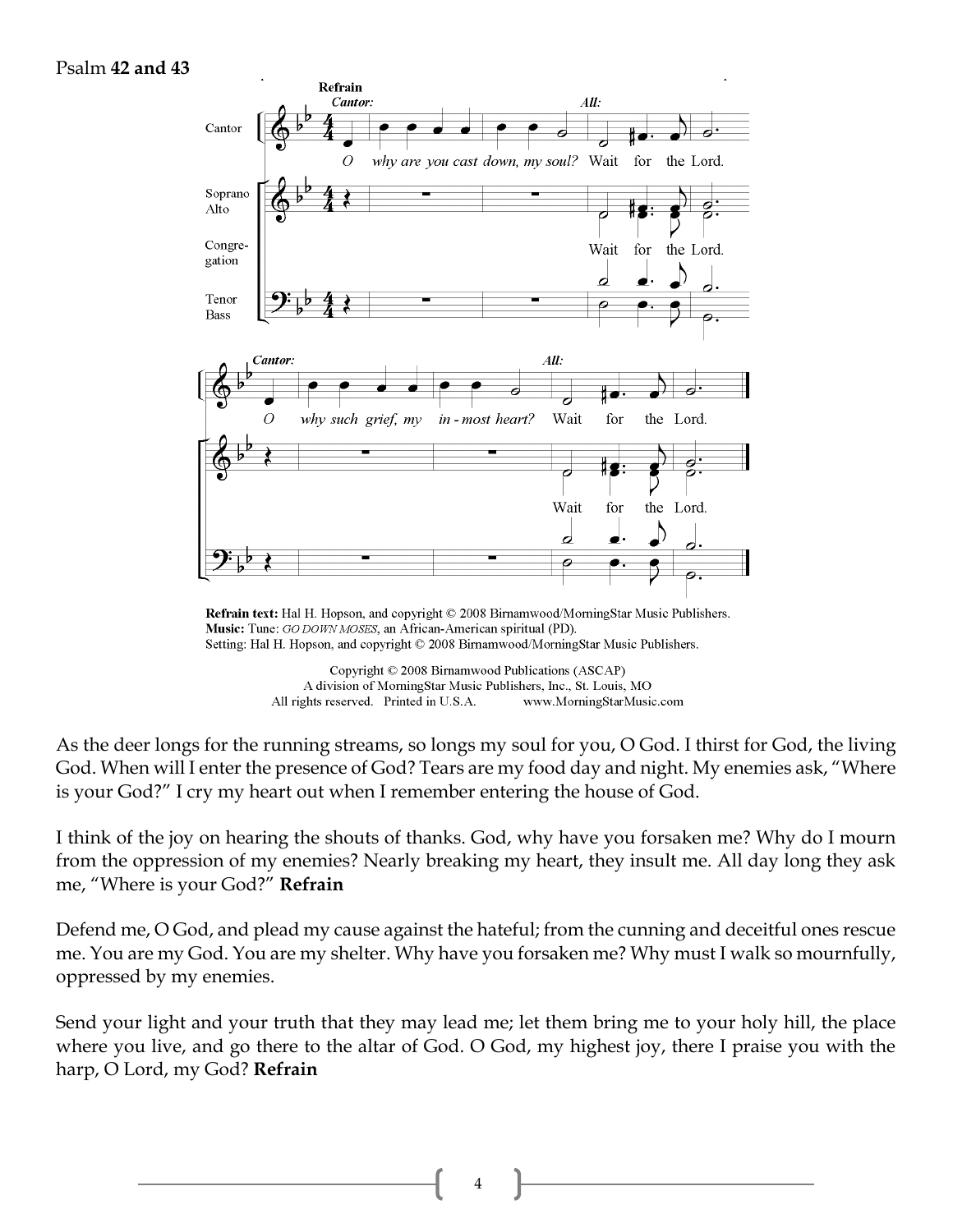Psalm **42 and 43**

**Refrain text:** Hal H. Hopson, and copyright © 2008 Birnamwood/MorningStar Music Publishers.
**Music:** Tune: *GO DOWN MOSES*, an African-American spiritual (PD).
Setting: Hal H. Hopson, and copyright © 2008 Birnamwood/MorningStar Music Publishers.

Copyright © 2008 Birnamwood Publications (ASCAP)
A division of MorningStar Music Publishers, Inc., St. Louis, MO
All rights reserved. Printed in U.S.A. www.MorningStarMusic.com

As the deer longs for the running streams, so longs my soul for you, O God. I thirst for God, the living God. When will I enter the presence of God? Tears are my food day and night. My enemies ask, "Where is your God?" I cry my heart out when I remember entering the house of God.

I think of the joy on hearing the shouts of thanks. God, why have you forsaken me? Why do I mourn from the oppression of my enemies? Nearly breaking my heart, they insult me. All day long they ask me, "Where is your God?" **Refrain**

Defend me, O God, and plead my cause against the hateful; from the cunning and deceitful ones rescue me. You are my God. You are my shelter. Why have you forsaken me? Why must I walk so mournfully, oppressed by my enemies.

Send your light and your truth that they may lead me; let them bring me to your holy hill, the place where you live, and go there to the altar of God. O God, my highest joy, there I praise you with the harp, O Lord, my God? **Refrain**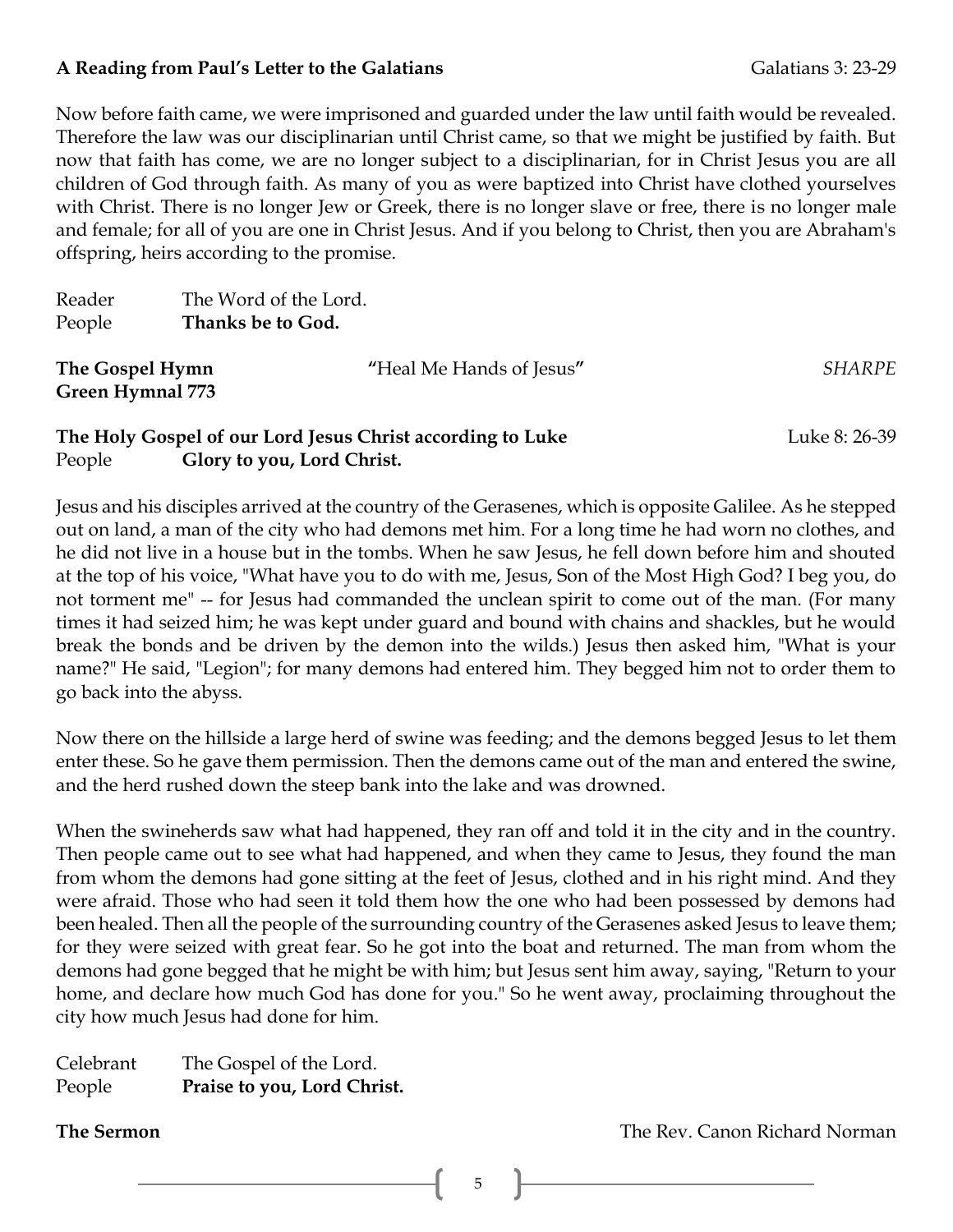**A Reading from Paul's Letter to the Galatians** Galatians 3: 23-29

Now before faith came, we were imprisoned and guarded under the law until faith would be revealed. Therefore the law was our disciplinarian until Christ came, so that we might be justified by faith. But now that faith has come, we are no longer subject to a disciplinarian, for in Christ Jesus you are all children of God through faith. As many of you as were baptized into Christ have clothed yourselves with Christ. There is no longer Jew or Greek, there is no longer slave or free, there is no longer male and female; for all of you are one in Christ Jesus. And if you belong to Christ, then you are Abraham's offspring, heirs according to the promise.

Reader The Word of the Lord.
People **Thanks be to God.**

**The Gospel Hymn** "Heal Me Hands of Jesus" *SHARPE*
**Green Hymnal 773**

**The Holy Gospel of our Lord Jesus Christ according to Luke** Luke 8: 26-39
People **Glory to you, Lord Christ.**

Jesus and his disciples arrived at the country of the Gerasenes, which is opposite Galilee. As he stepped out on land, a man of the city who had demons met him. For a long time he had worn no clothes, and he did not live in a house but in the tombs. When he saw Jesus, he fell down before him and shouted at the top of his voice, "What have you to do with me, Jesus, Son of the Most High God? I beg you, do not torment me" -- for Jesus had commanded the unclean spirit to come out of the man. (For many times it had seized him; he was kept under guard and bound with chains and shackles, but he would break the bonds and be driven by the demon into the wilds.) Jesus then asked him, "What is your name?" He said, "Legion"; for many demons had entered him. They begged him not to order them to go back into the abyss.

Now there on the hillside a large herd of swine was feeding; and the demons begged Jesus to let them enter these. So he gave them permission. Then the demons came out of the man and entered the swine, and the herd rushed down the steep bank into the lake and was drowned.

When the swineherds saw what had happened, they ran off and told it in the city and in the country. Then people came out to see what had happened, and when they came to Jesus, they found the man from whom the demons had gone sitting at the feet of Jesus, clothed and in his right mind. And they were afraid. Those who had seen it told them how the one who had been possessed by demons had been healed. Then all the people of the surrounding country of the Gerasenes asked Jesus to leave them; for they were seized with great fear. So he got into the boat and returned. The man from whom the demons had gone begged that he might be with him; but Jesus sent him away, saying, "Return to your home, and declare how much God has done for you." So he went away, proclaiming throughout the city how much Jesus had done for him.

Celebrant The Gospel of the Lord.
People **Praise to you, Lord Christ.**

**The Sermon** The Rev. Canon Richard Norman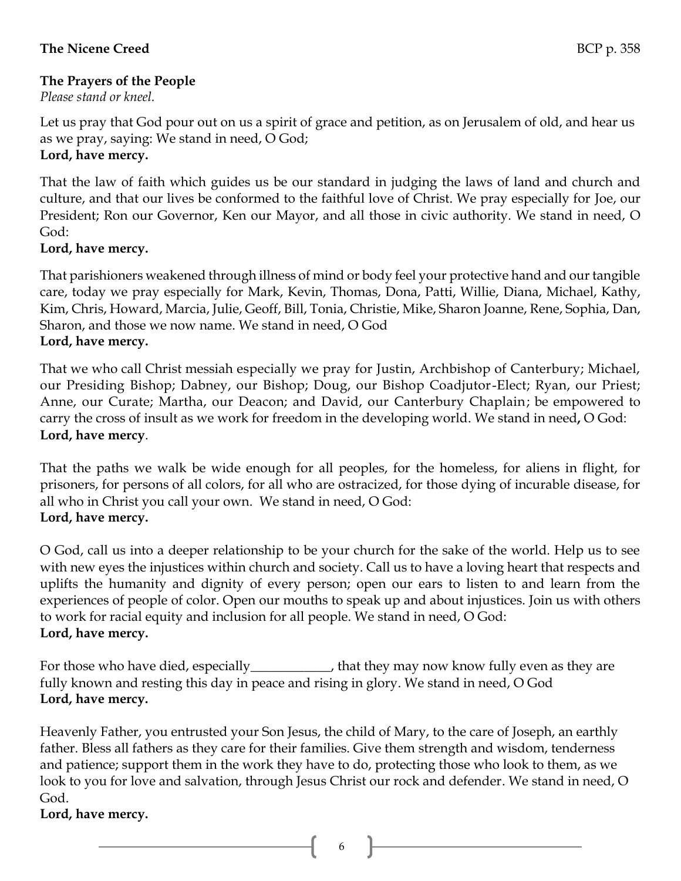**The Nicene Creed** BCP p. 358

**The Prayers of the People**
*Please stand or kneel.*

Let us pray that God pour out on us a spirit of grace and petition, as on Jerusalem of old, and hear us as we pray, saying: We stand in need, O God;
**Lord, have mercy.**

That the law of faith which guides us be our standard in judging the laws of land and church and culture, and that our lives be conformed to the faithful love of Christ. We pray especially for Joe, our President; Ron our Governor, Ken our Mayor, and all those in civic authority. We stand in need, O God:
**Lord, have mercy.**

That parishioners weakened through illness of mind or body feel your protective hand and our tangible care, today we pray especially for Mark, Kevin, Thomas, Dona, Patti, Willie, Diana, Michael, Kathy, Kim, Chris, Howard, Marcia, Julie, Geoff, Bill, Tonia, Christie, Mike, Sharon Joanne, Rene, Sophia, Dan, Sharon, and those we now name. We stand in need, O God
**Lord, have mercy.**

That we who call Christ messiah especially we pray for Justin, Archbishop of Canterbury; Michael, our Presiding Bishop; Dabney, our Bishop; Doug, our Bishop Coadjutor-Elect; Ryan, our Priest; Anne, our Curate; Martha, our Deacon; and David, our Canterbury Chaplain; be empowered to carry the cross of insult as we work for freedom in the developing world. We stand in need**,** O God:
**Lord, have mercy**.

That the paths we walk be wide enough for all peoples, for the homeless, for aliens in flight, for prisoners, for persons of all colors, for all who are ostracized, for those dying of incurable disease, for all who in Christ you call your own. We stand in need, O God:
**Lord, have mercy.**

O God, call us into a deeper relationship to be your church for the sake of the world. Help us to see with new eyes the injustices within church and society. Call us to have a loving heart that respects and uplifts the humanity and dignity of every person; open our ears to listen to and learn from the experiences of people of color. Open our mouths to speak up and about injustices. Join us with others to work for racial equity and inclusion for all people. We stand in need, O God:
**Lord, have mercy.**

For those who have died, especially____________, that they may now know fully even as they are fully known and resting this day in peace and rising in glory. We stand in need, O God
**Lord, have mercy.**

Heavenly Father, you entrusted your Son Jesus, the child of Mary, to the care of Joseph, an earthly father. Bless all fathers as they care for their families. Give them strength and wisdom, tenderness and patience; support them in the work they have to do, protecting those who look to them, as we look to you for love and salvation, through Jesus Christ our rock and defender. We stand in need, O God.
**Lord, have mercy.**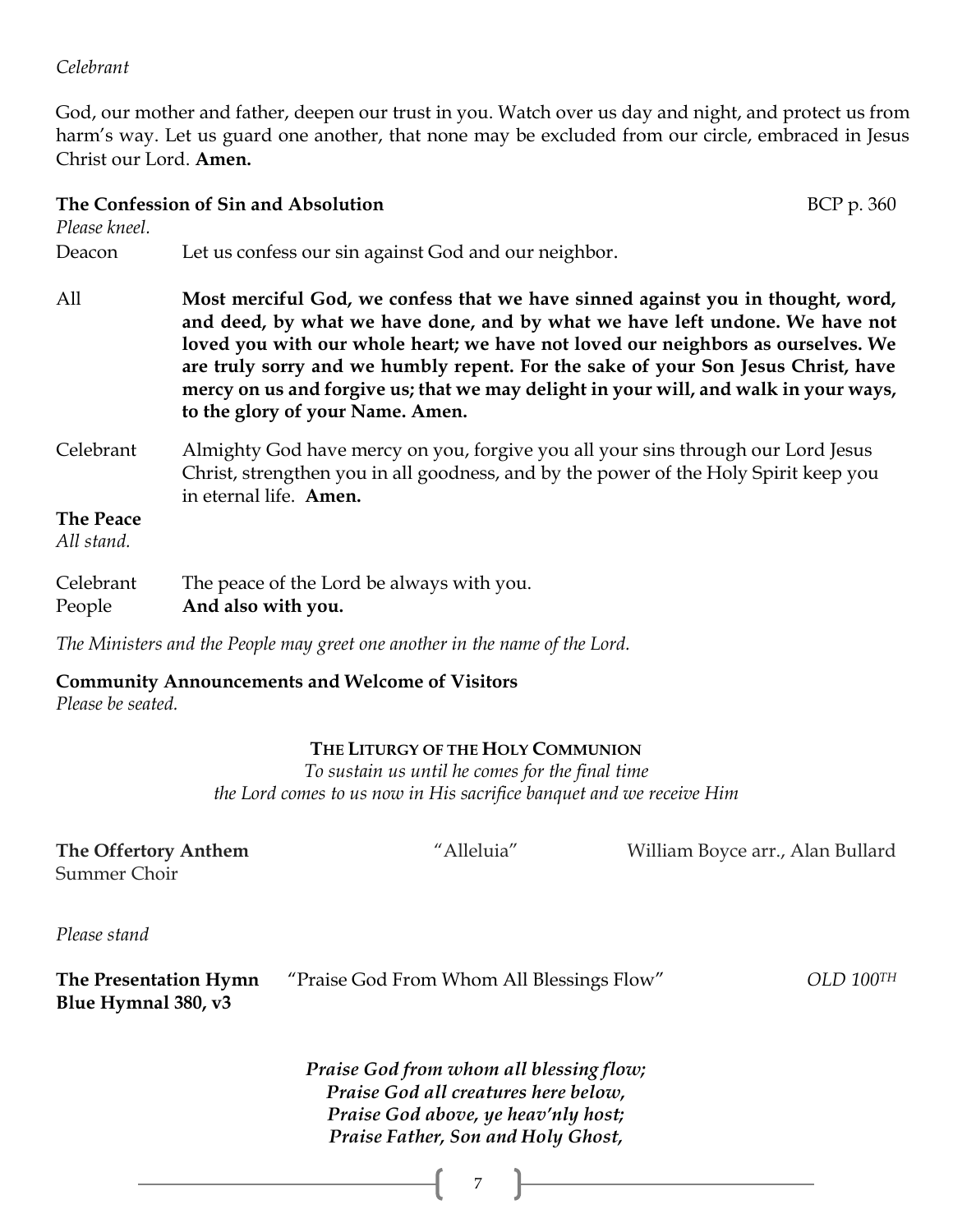*Celebrant*

God, our mother and father, deepen our trust in you. Watch over us day and night, and protect us from harm's way. Let us guard one another, that none may be excluded from our circle, embraced in Jesus Christ our Lord. **Amen.**

**The Confession of Sin and Absolution** BCP p. 360

*Please kneel.*

Deacon Let us confess our sin against God and our neighbor.

All **Most merciful God, we confess that we have sinned against you in thought, word, and deed, by what we have done, and by what we have left undone. We have not loved you with our whole heart; we have not loved our neighbors as ourselves. We are truly sorry and we humbly repent. For the sake of your Son Jesus Christ, have mercy on us and forgive us; that we may delight in your will, and walk in your ways, to the glory of your Name. Amen.**

Celebrant Almighty God have mercy on you, forgive you all your sins through our Lord Jesus Christ, strengthen you in all goodness, and by the power of the Holy Spirit keep you in eternal life. **Amen.**

**The Peace**

*All stand.*

Celebrant The peace of the Lord be always with you.
People **And also with you.**

*The Ministers and the People may greet one another in the name of the Lord.*

**Community Announcements and Welcome of Visitors**

*Please be seated.*

**THE LITURGY OF THE HOLY COMMUNION**

*To sustain us until he comes for the final time*
*the Lord comes to us now in His sacrifice banquet and we receive Him*

**The Offertory Anthem** "Alleluia" William Boyce arr., Alan Bullard
Summer Choir

*Please stand*

**The Presentation Hymn** "Praise God From Whom All Blessings Flow" *OLD 100TH*
**Blue Hymnal 380, v3**

***Praise God from whom all blessing flow;***
***Praise God all creatures here below,***
***Praise God above, ye heav'nly host;***
***Praise Father, Son and Holy Ghost,***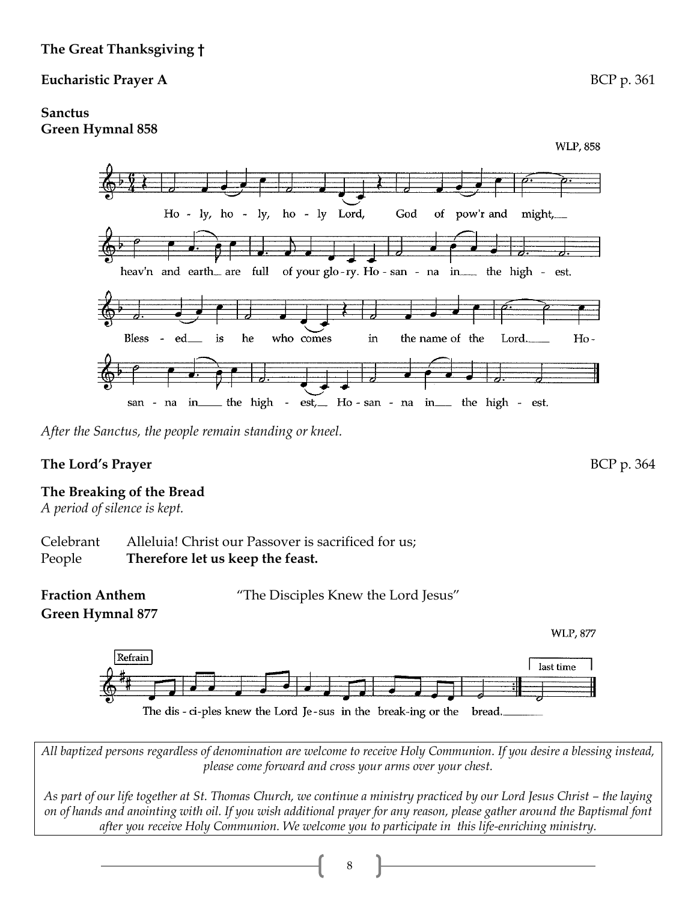**The Great Thanksgiving †**

**Eucharistic Prayer A** BCP p. 361

**Sanctus**
**Green Hymnal 858**

WLP, 858

Holy, holy, holy Lord, God of pow'r and might, heav'n and earth are full of your glory. Hosanna in the highest. Blessed is he who comes in the name of the Lord. Hosanna in the highest, Hosanna in the highest.

*After the Sanctus, the people remain standing or kneel.*

**The Lord's Prayer** BCP p. 364

**The Breaking of the Bread**
*A period of silence is kept.*

Celebrant Alleluia! Christ our Passover is sacrificed for us;
People **Therefore let us keep the feast.**

**Fraction Anthem** "The Disciples Knew the Lord Jesus"
**Green Hymnal 877**

WLP, 877

Refrain

The disciples knew the Lord Jesus in the breaking of the bread.

*All baptized persons regardless of denomination are welcome to receive Holy Communion. If you desire a blessing instead, please come forward and cross your arms over your chest.*

*As part of our life together at St. Thomas Church, we continue a ministry practiced by our Lord Jesus Christ – the laying on of hands and anointing with oil. If you wish additional prayer for any reason, please gather around the Baptismal font after you receive Holy Communion. We welcome you to participate in this life-enriching ministry.*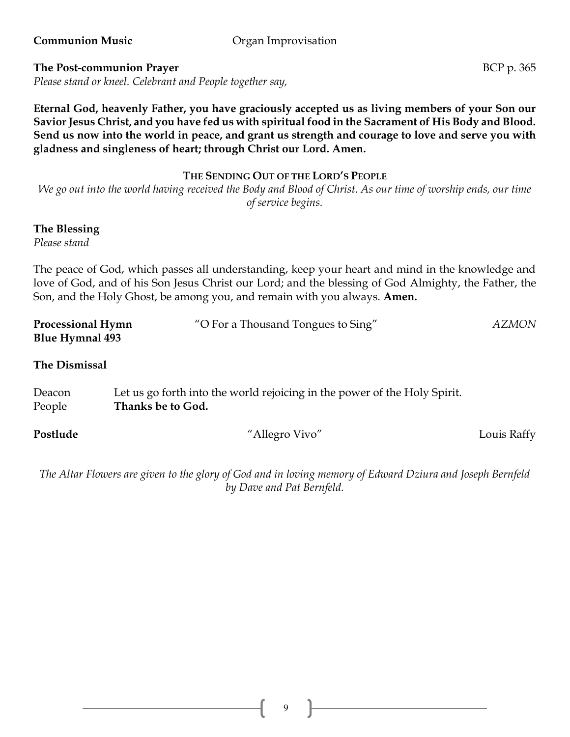**Communion Music** Organ Improvisation

**The Post-communion Prayer** BCP p. 365

*Please stand or kneel. Celebrant and People together say,*

**Eternal God, heavenly Father, you have graciously accepted us as living members of your Son our Savior Jesus Christ, and you have fed us with spiritual food in the Sacrament of His Body and Blood. Send us now into the world in peace, and grant us strength and courage to love and serve you with gladness and singleness of heart; through Christ our Lord. Amen.**

## THE SENDING OUT OF THE LORD'S PEOPLE

*We go out into the world having received the Body and Blood of Christ. As our time of worship ends, our time of service begins.*

**The Blessing**

*Please stand*

The peace of God, which passes all understanding, keep your heart and mind in the knowledge and love of God, and of his Son Jesus Christ our Lord; and the blessing of God Almighty, the Father, the Son, and the Holy Ghost, be among you, and remain with you always. **Amen.**

**Processional Hymn** "O For a Thousand Tongues to Sing" *AZMON*
**Blue Hymnal 493**

**The Dismissal**

Deacon Let us go forth into the world rejoicing in the power of the Holy Spirit.
People **Thanks be to God.**

**Postlude** "Allegro Vivo" Louis Raffy

*The Altar Flowers are given to the glory of God and in loving memory of Edward Dziura and Joseph Bernfeld by Dave and Pat Bernfeld.*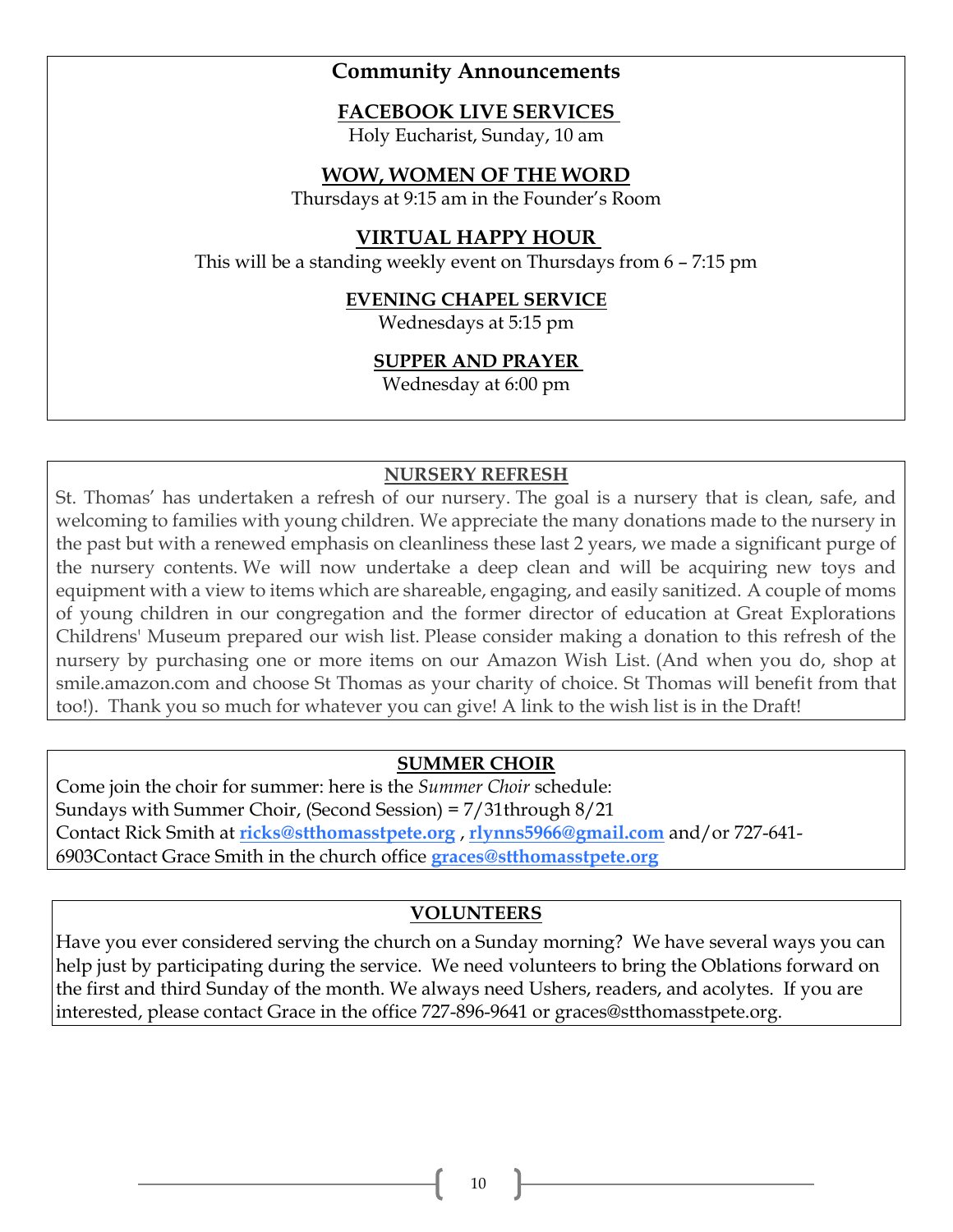## Community Announcements

### FACEBOOK LIVE SERVICES

Holy Eucharist, Sunday, 10 am

### WOW, WOMEN OF THE WORD

Thursdays at 9:15 am in the Founder's Room

### VIRTUAL HAPPY HOUR

This will be a standing weekly event on Thursdays from 6 – 7:15 pm

### EVENING CHAPEL SERVICE

Wednesdays at 5:15 pm

### SUPPER AND PRAYER

Wednesday at 6:00 pm

## NURSERY REFRESH

St. Thomas' has undertaken a refresh of our nursery. The goal is a nursery that is clean, safe, and welcoming to families with young children. We appreciate the many donations made to the nursery in the past but with a renewed emphasis on cleanliness these last 2 years, we made a significant purge of the nursery contents. We will now undertake a deep clean and will be acquiring new toys and equipment with a view to items which are shareable, engaging, and easily sanitized. A couple of moms of young children in our congregation and the former director of education at Great Explorations Childrens' Museum prepared our wish list. Please consider making a donation to this refresh of the nursery by purchasing one or more items on our Amazon Wish List. (And when you do, shop at smile.amazon.com and choose St Thomas as your charity of choice. St Thomas will benefit from that too!). Thank you so much for whatever you can give! A link to the wish list is in the Draft!

## SUMMER CHOIR

Come join the choir for summer: here is the *Summer Choir* schedule:
Sundays with Summer Choir, (Second Session) = 7/31through 8/21
Contact Rick Smith at **ricks@stthomasstpete.org** , **rlynns5966@gmail.com** and/or 727-641-6903Contact Grace Smith in the church office **graces@stthomasstpete.org**

## VOLUNTEERS

Have you ever considered serving the church on a Sunday morning? We have several ways you can help just by participating during the service. We need volunteers to bring the Oblations forward on the first and third Sunday of the month. We always need Ushers, readers, and acolytes. If you are interested, please contact Grace in the office 727-896-9641 or graces@stthomasstpete.org.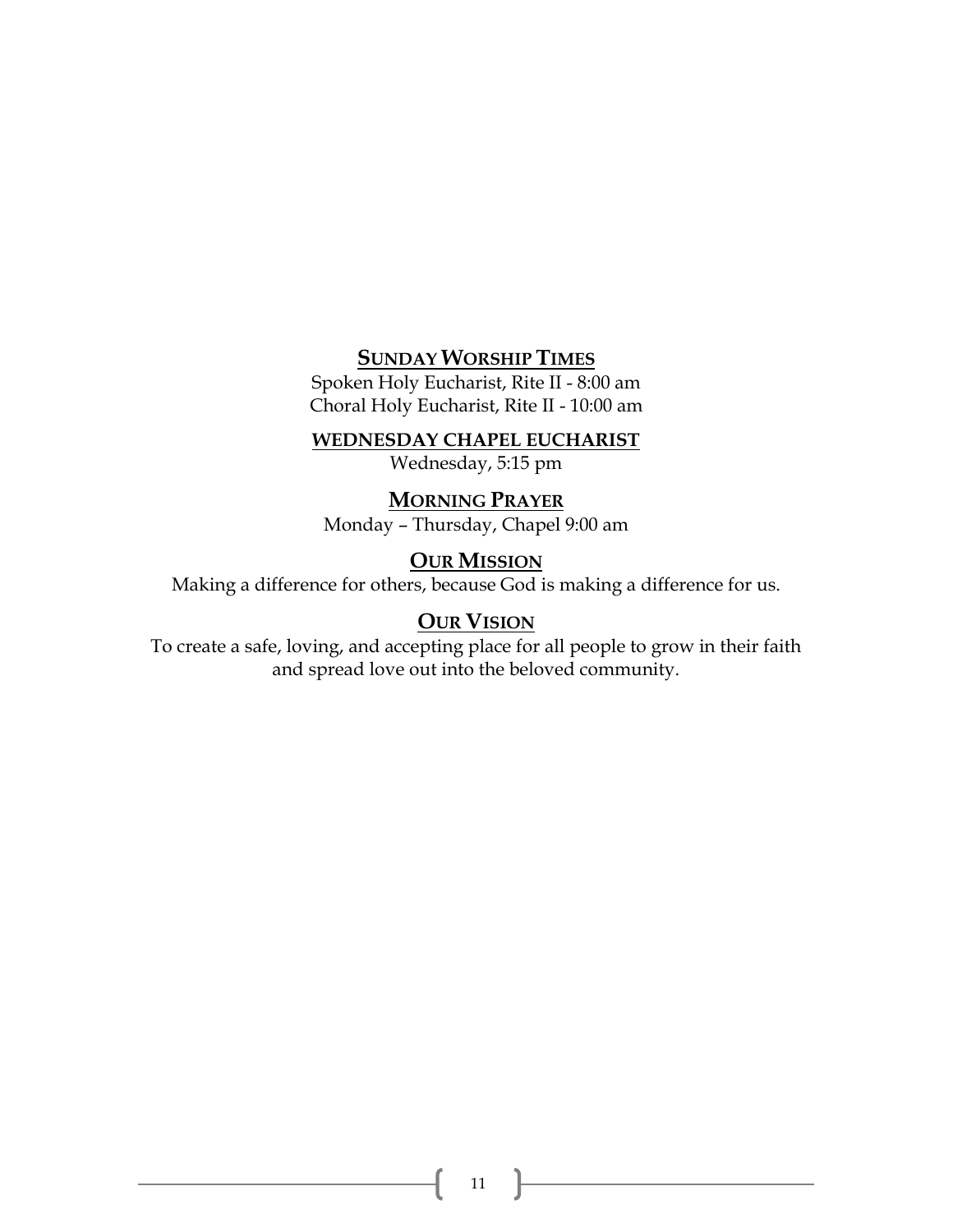## SUNDAY WORSHIP TIMES

Spoken Holy Eucharist, Rite II - 8:00 am
Choral Holy Eucharist, Rite II - 10:00 am

## WEDNESDAY CHAPEL EUCHARIST

Wednesday, 5:15 pm

## MORNING PRAYER

Monday – Thursday, Chapel 9:00 am

## OUR MISSION

Making a difference for others, because God is making a difference for us.

## OUR VISION

To create a safe, loving, and accepting place for all people to grow in their faith and spread love out into the beloved community.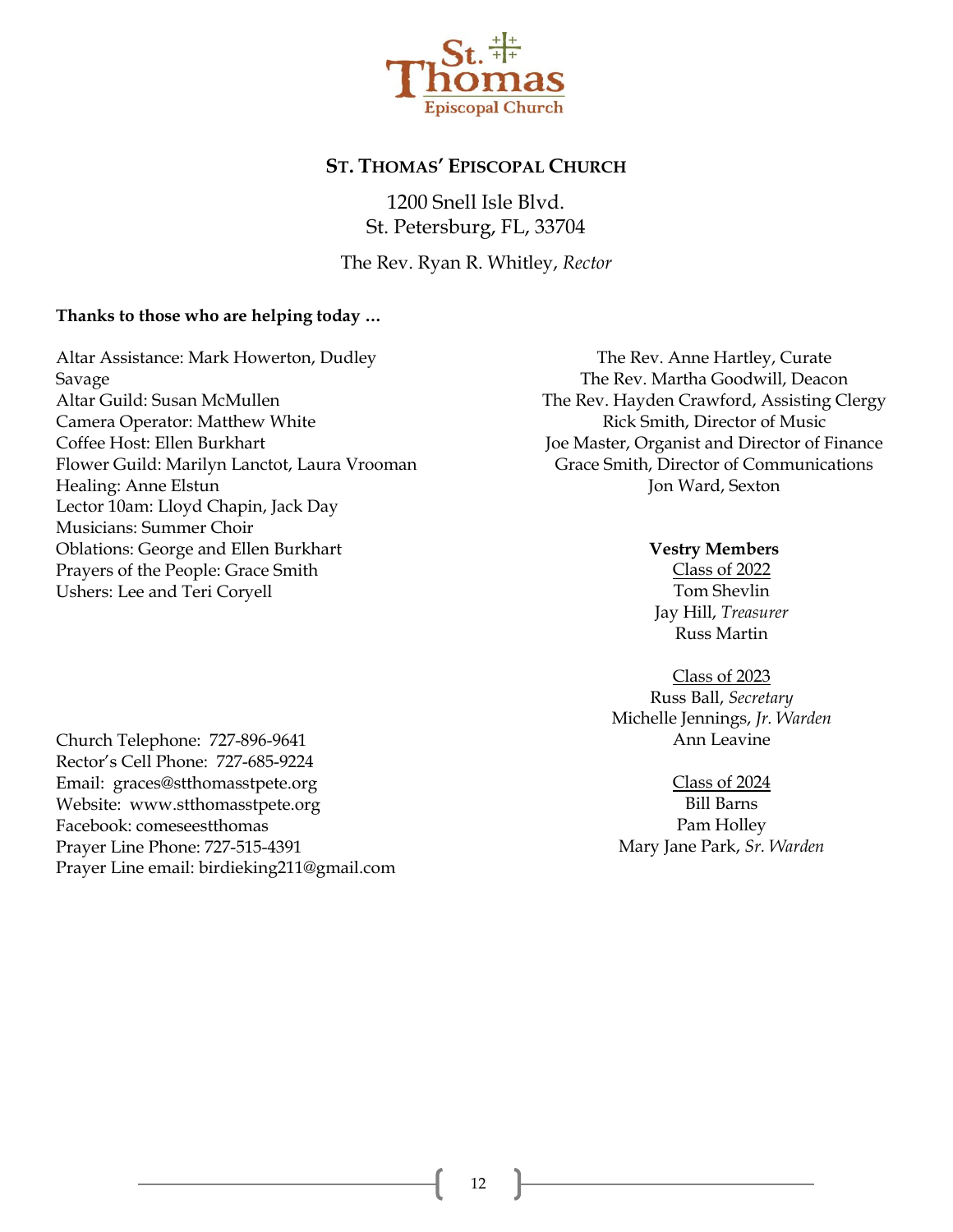St. Thomas Episcopal Church

## ST. THOMAS' EPISCOPAL CHURCH

1200 Snell Isle Blvd.
St. Petersburg, FL, 33704

The Rev. Ryan R. Whitley, *Rector*

**Thanks to those who are helping today …**

Altar Assistance: Mark Howerton, Dudley Savage
Altar Guild: Susan McMullen
Camera Operator: Matthew White
Coffee Host: Ellen Burkhart
Flower Guild: Marilyn Lanctot, Laura Vrooman
Healing: Anne Elstun
Lector 10am: Lloyd Chapin, Jack Day
Musicians: Summer Choir
Oblations: George and Ellen Burkhart
Prayers of the People: Grace Smith
Ushers: Lee and Teri Coryell

Church Telephone: 727-896-9641
Rector's Cell Phone: 727-685-9224
Email: graces@stthomasstpete.org
Website: www.stthomasstpete.org
Facebook: comeseestthomas
Prayer Line Phone: 727-515-4391
Prayer Line email: birdieking211@gmail.com

The Rev. Anne Hartley, Curate
The Rev. Martha Goodwill, Deacon
The Rev. Hayden Crawford, Assisting Clergy
Rick Smith, Director of Music
Joe Master, Organist and Director of Finance
Grace Smith, Director of Communications
Jon Ward, Sexton

**Vestry Members**

Class of 2022
Tom Shevlin
Jay Hill, *Treasurer*
Russ Martin

Class of 2023
Russ Ball, *Secretary*
Michelle Jennings, *Jr. Warden*
Ann Leavine

Class of 2024
Bill Barns
Pam Holley
Mary Jane Park, *Sr. Warden*